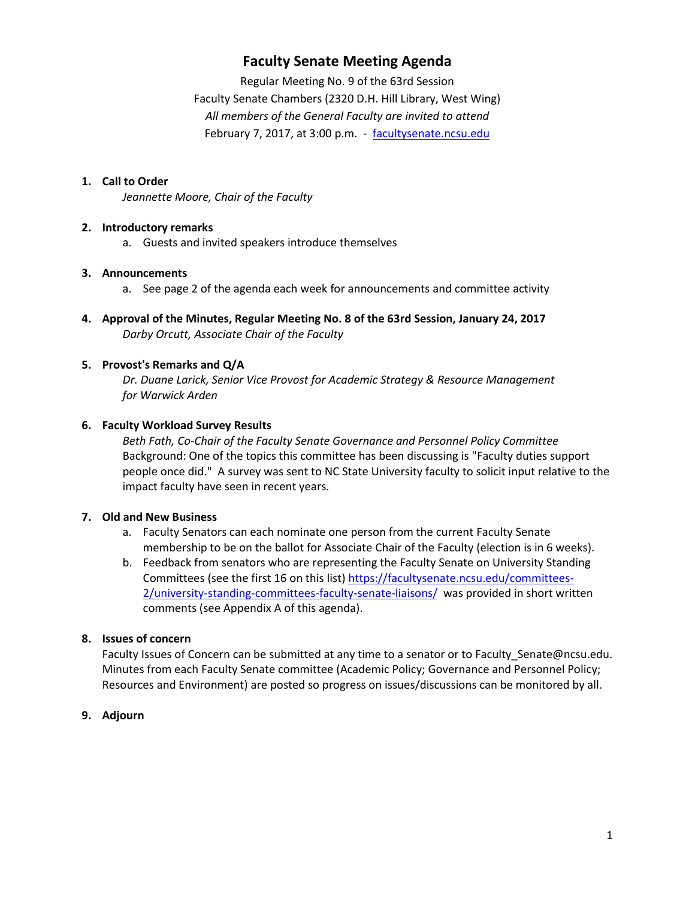# Faculty Senate Meeting Agenda

Regular Meeting No. 9 of the 63rd Session
Faculty Senate Chambers (2320 D.H. Hill Library, West Wing)
*All members of the General Faculty are invited to attend*
February 7, 2017, at 3:00 p.m. - [facultysenate.ncsu.edu](facultysenate.ncsu.edu)

1. **Call to Order**
   *Jeannette Moore, Chair of the Faculty*

2. **Introductory remarks**
   a. Guests and invited speakers introduce themselves

3. **Announcements**
   a. See page 2 of the agenda each week for announcements and committee activity

4. **Approval of the Minutes, Regular Meeting No. 8 of the 63rd Session, January 24, 2017**
   *Darby Orcutt, Associate Chair of the Faculty*

5. **Provost's Remarks and Q/A**
   *Dr. Duane Larick, Senior Vice Provost for Academic Strategy & Resource Management for Warwick Arden*

6. **Faculty Workload Survey Results**
   *Beth Fath, Co-Chair of the Faculty Senate Governance and Personnel Policy Committee*
   Background: One of the topics this committee has been discussing is "Faculty duties support people once did." A survey was sent to NC State University faculty to solicit input relative to the impact faculty have seen in recent years.

7. **Old and New Business**
   a. Faculty Senators can each nominate one person from the current Faculty Senate membership to be on the ballot for Associate Chair of the Faculty (election is in 6 weeks).
   b. Feedback from senators who are representing the Faculty Senate on University Standing Committees (see the first 16 on this list) [https://facultysenate.ncsu.edu/committees-2/university-standing-committees-faculty-senate-liaisons/](https://facultysenate.ncsu.edu/committees-2/university-standing-committees-faculty-senate-liaisons/) was provided in short written comments (see Appendix A of this agenda).

8. **Issues of concern**
   Faculty Issues of Concern can be submitted at any time to a senator or to Faculty_Senate@ncsu.edu. Minutes from each Faculty Senate committee (Academic Policy; Governance and Personnel Policy; Resources and Environment) are posted so progress on issues/discussions can be monitored by all.

9. **Adjourn**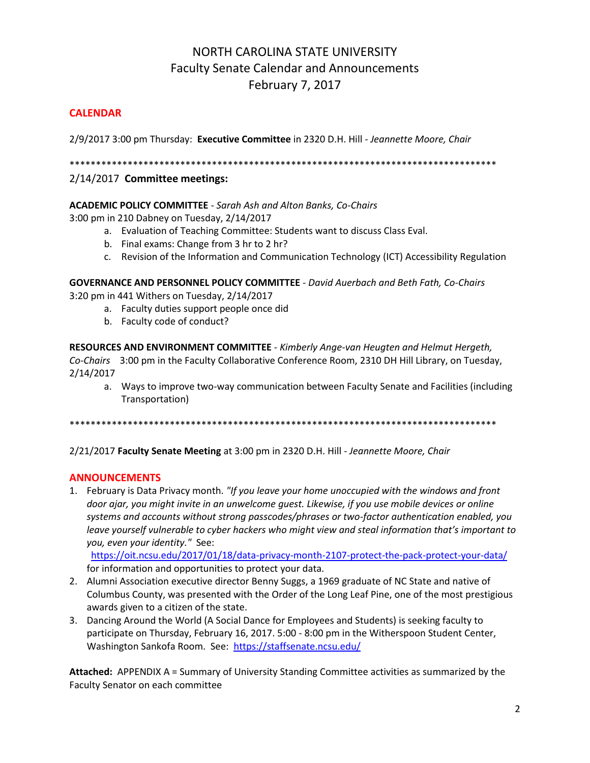# NORTH CAROLINA STATE UNIVERSITY
# Faculty Senate Calendar and Announcements
# February 7, 2017

## CALENDAR

2/9/2017 3:00 pm Thursday: **Executive Committee** in 2320 D.H. Hill - *Jeannette Moore, Chair*

***********************************************************************************

2/14/2017 **Committee meetings:**

**ACADEMIC POLICY COMMITTEE** - *Sarah Ash and Alton Banks, Co-Chairs*
3:00 pm in 210 Dabney on Tuesday, 2/14/2017

a. Evaluation of Teaching Committee: Students want to discuss Class Eval.
b. Final exams: Change from 3 hr to 2 hr?
c. Revision of the Information and Communication Technology (ICT) Accessibility Regulation

**GOVERNANCE AND PERSONNEL POLICY COMMITTEE** - *David Auerbach and Beth Fath, Co-Chairs*
3:20 pm in 441 Withers on Tuesday, 2/14/2017

a. Faculty duties support people once did
b. Faculty code of conduct?

**RESOURCES AND ENVIRONMENT COMMITTEE** - *Kimberly Ange-van Heugten and Helmut Hergeth, Co-Chairs* 3:00 pm in the Faculty Collaborative Conference Room, 2310 DH Hill Library, on Tuesday, 2/14/2017

a. Ways to improve two-way communication between Faculty Senate and Facilities (including Transportation)

***********************************************************************************

2/21/2017 **Faculty Senate Meeting** at 3:00 pm in 2320 D.H. Hill - *Jeannette Moore, Chair*

## ANNOUNCEMENTS

1. February is Data Privacy month. *"If you leave your home unoccupied with the windows and front door ajar, you might invite in an unwelcome guest. Likewise, if you use mobile devices or online systems and accounts without strong passcodes/phrases or two-factor authentication enabled, you leave yourself vulnerable to cyber hackers who might view and steal information that's important to you, even your identity."* See: https://oit.ncsu.edu/2017/01/18/data-privacy-month-2107-protect-the-pack-protect-your-data/ for information and opportunities to protect your data.
2. Alumni Association executive director Benny Suggs, a 1969 graduate of NC State and native of Columbus County, was presented with the Order of the Long Leaf Pine, one of the most prestigious awards given to a citizen of the state.
3. Dancing Around the World (A Social Dance for Employees and Students) is seeking faculty to participate on Thursday, February 16, 2017. 5:00 - 8:00 pm in the Witherspoon Student Center, Washington Sankofa Room. See: https://staffsenate.ncsu.edu/

**Attached:** APPENDIX A = Summary of University Standing Committee activities as summarized by the Faculty Senator on each committee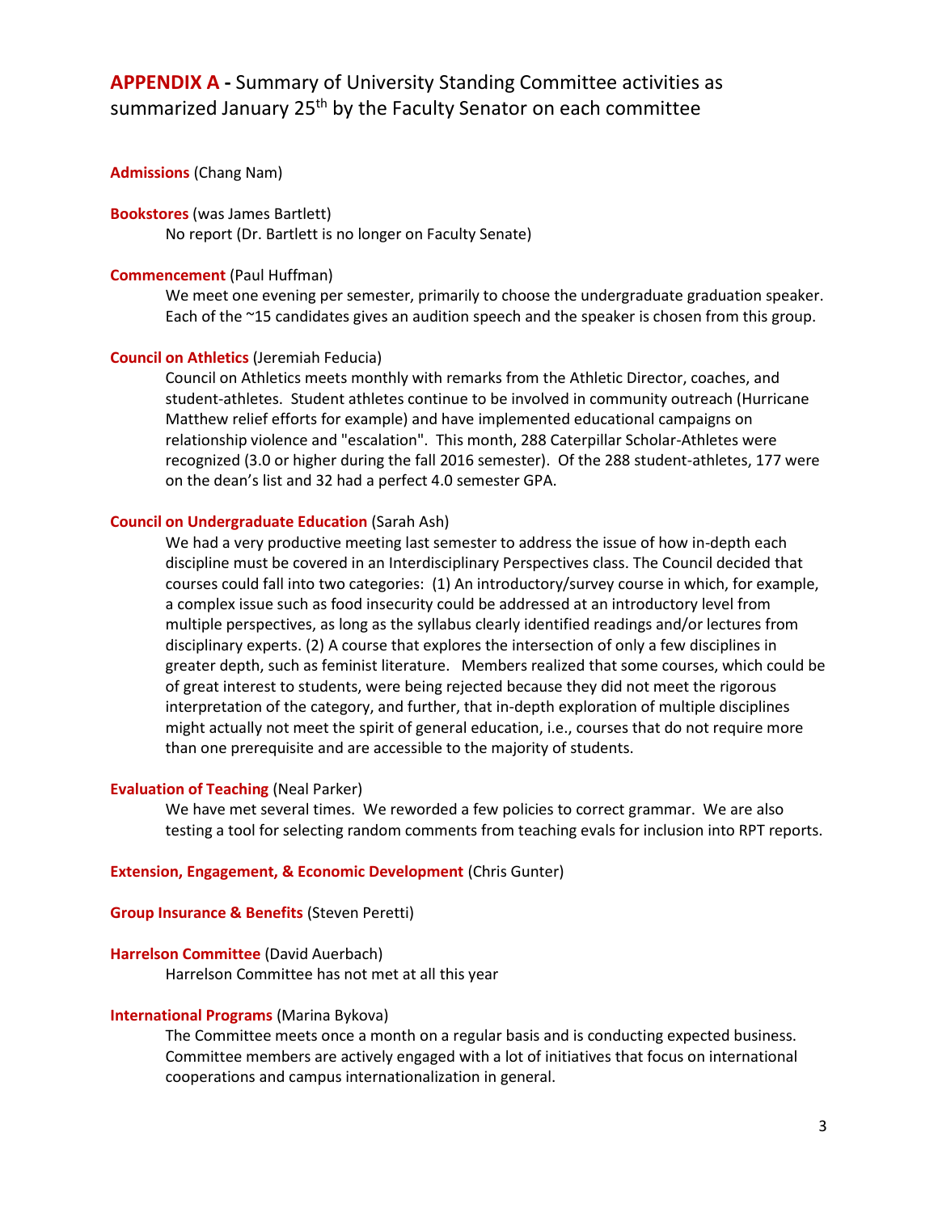## **APPENDIX A -** Summary of University Standing Committee activities as summarized January 25th by the Faculty Senator on each committee

**Admissions** (Chang Nam)

**Bookstores** (was James Bartlett)

No report (Dr. Bartlett is no longer on Faculty Senate)

**Commencement** (Paul Huffman)

We meet one evening per semester, primarily to choose the undergraduate graduation speaker. Each of the ~15 candidates gives an audition speech and the speaker is chosen from this group.

**Council on Athletics** (Jeremiah Feducia)

Council on Athletics meets monthly with remarks from the Athletic Director, coaches, and student-athletes. Student athletes continue to be involved in community outreach (Hurricane Matthew relief efforts for example) and have implemented educational campaigns on relationship violence and "escalation". This month, 288 Caterpillar Scholar-Athletes were recognized (3.0 or higher during the fall 2016 semester). Of the 288 student-athletes, 177 were on the dean's list and 32 had a perfect 4.0 semester GPA.

**Council on Undergraduate Education** (Sarah Ash)

We had a very productive meeting last semester to address the issue of how in-depth each discipline must be covered in an Interdisciplinary Perspectives class. The Council decided that courses could fall into two categories: (1) An introductory/survey course in which, for example, a complex issue such as food insecurity could be addressed at an introductory level from multiple perspectives, as long as the syllabus clearly identified readings and/or lectures from disciplinary experts. (2) A course that explores the intersection of only a few disciplines in greater depth, such as feminist literature. Members realized that some courses, which could be of great interest to students, were being rejected because they did not meet the rigorous interpretation of the category, and further, that in-depth exploration of multiple disciplines might actually not meet the spirit of general education, i.e., courses that do not require more than one prerequisite and are accessible to the majority of students.

**Evaluation of Teaching** (Neal Parker)

We have met several times. We reworded a few policies to correct grammar. We are also testing a tool for selecting random comments from teaching evals for inclusion into RPT reports.

**Extension, Engagement, & Economic Development** (Chris Gunter)

**Group Insurance & Benefits** (Steven Peretti)

**Harrelson Committee** (David Auerbach)

Harrelson Committee has not met at all this year

**International Programs** (Marina Bykova)

The Committee meets once a month on a regular basis and is conducting expected business. Committee members are actively engaged with a lot of initiatives that focus on international cooperations and campus internationalization in general.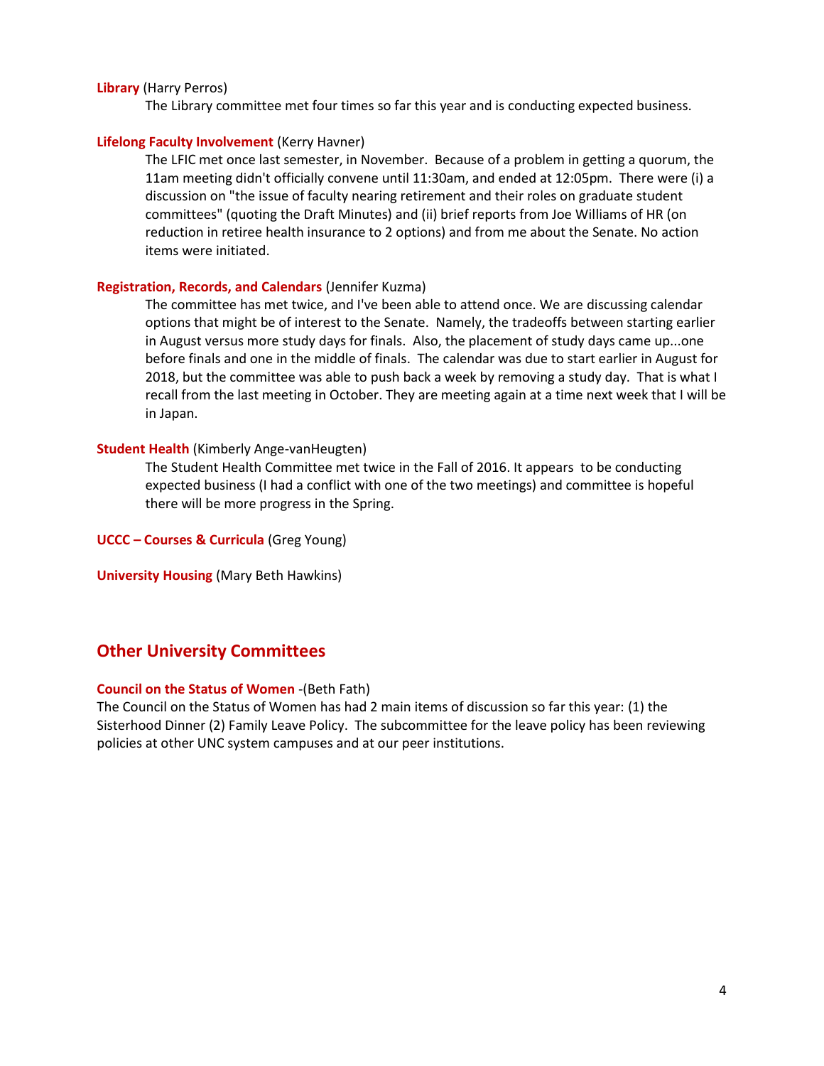**Library** (Harry Perros)

The Library committee met four times so far this year and is conducting expected business.

**Lifelong Faculty Involvement** (Kerry Havner)

The LFIC met once last semester, in November. Because of a problem in getting a quorum, the 11am meeting didn't officially convene until 11:30am, and ended at 12:05pm. There were (i) a discussion on "the issue of faculty nearing retirement and their roles on graduate student committees" (quoting the Draft Minutes) and (ii) brief reports from Joe Williams of HR (on reduction in retiree health insurance to 2 options) and from me about the Senate. No action items were initiated.

**Registration, Records, and Calendars** (Jennifer Kuzma)

The committee has met twice, and I've been able to attend once. We are discussing calendar options that might be of interest to the Senate. Namely, the tradeoffs between starting earlier in August versus more study days for finals. Also, the placement of study days came up...one before finals and one in the middle of finals. The calendar was due to start earlier in August for 2018, but the committee was able to push back a week by removing a study day. That is what I recall from the last meeting in October. They are meeting again at a time next week that I will be in Japan.

**Student Health** (Kimberly Ange-vanHeugten)

The Student Health Committee met twice in the Fall of 2016. It appears to be conducting expected business (I had a conflict with one of the two meetings) and committee is hopeful there will be more progress in the Spring.

**UCCC – Courses & Curricula** (Greg Young)

**University Housing** (Mary Beth Hawkins)

## Other University Committees

**Council on the Status of Women** -(Beth Fath)

The Council on the Status of Women has had 2 main items of discussion so far this year: (1) the Sisterhood Dinner (2) Family Leave Policy. The subcommittee for the leave policy has been reviewing policies at other UNC system campuses and at our peer institutions.